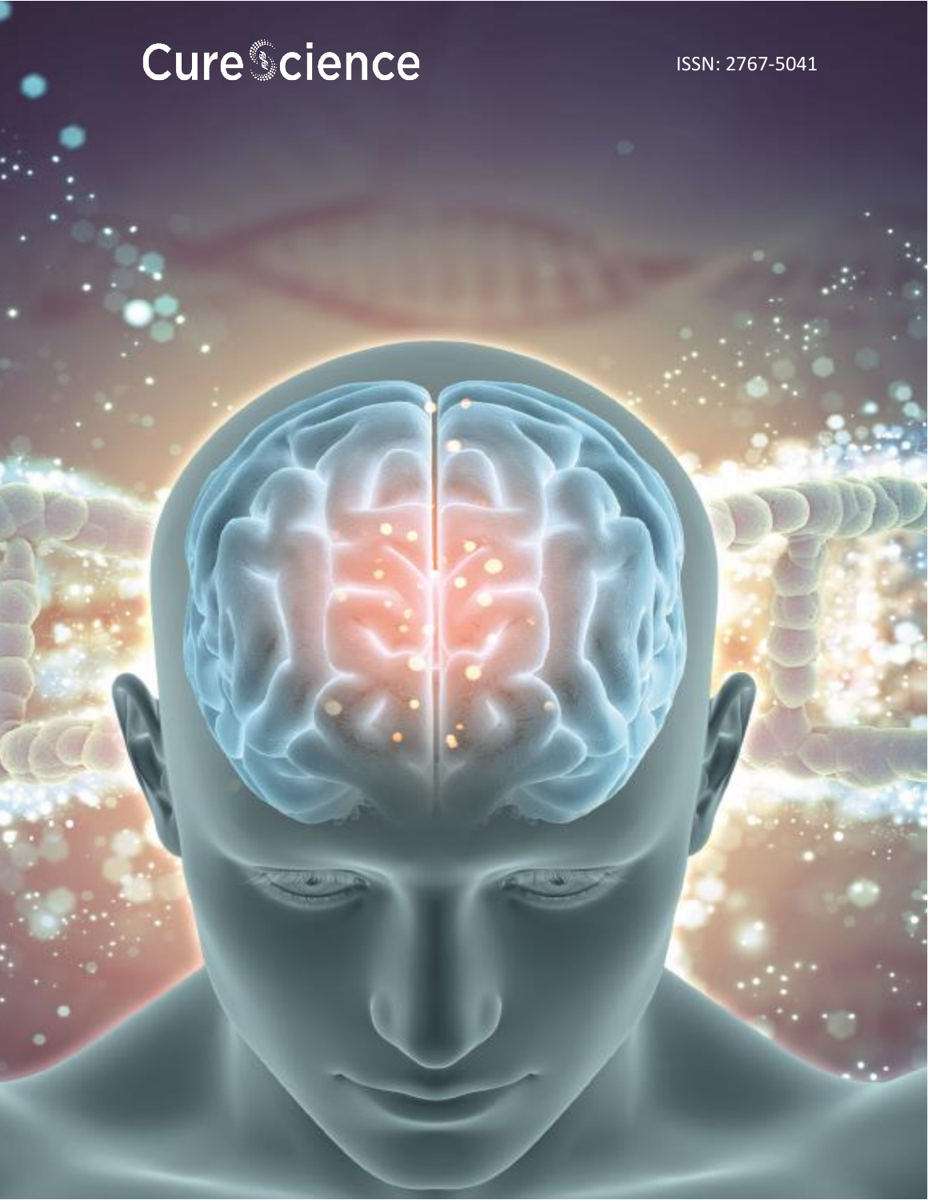CureScience

ISSN: 2767-5041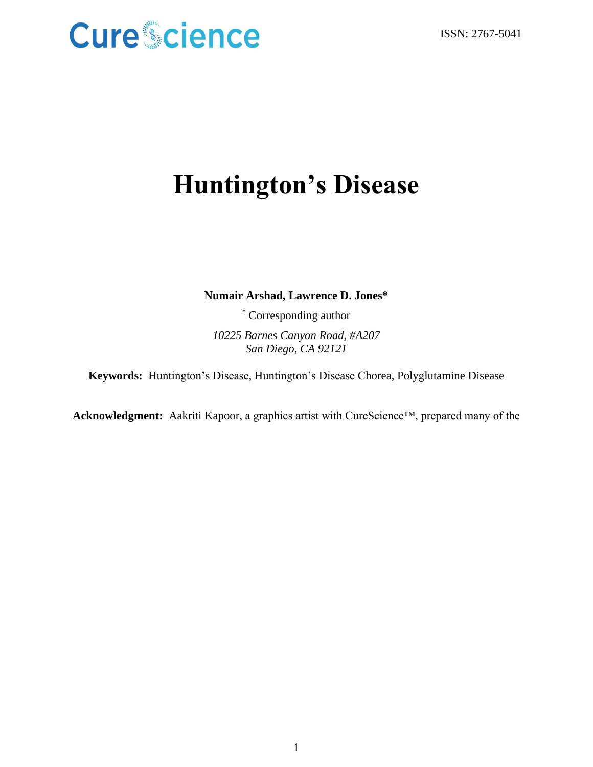ISSN: 2767-5041

# Huntington's Disease

**Numair Arshad, Lawrence D. Jones***

\* Corresponding author

*10225 Barnes Canyon Road, #A207*
*San Diego, CA 92121*

**Keywords:** Huntington's Disease, Huntington's Disease Chorea, Polyglutamine Disease

**Acknowledgment:** Aakriti Kapoor, a graphics artist with CureScience™, prepared many of the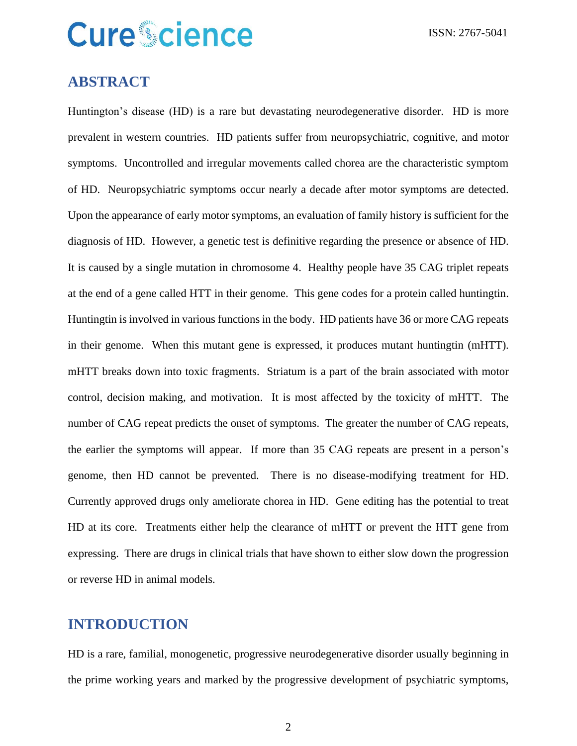## ABSTRACT

Huntington's disease (HD) is a rare but devastating neurodegenerative disorder. HD is more prevalent in western countries. HD patients suffer from neuropsychiatric, cognitive, and motor symptoms. Uncontrolled and irregular movements called chorea are the characteristic symptom of HD. Neuropsychiatric symptoms occur nearly a decade after motor symptoms are detected. Upon the appearance of early motor symptoms, an evaluation of family history is sufficient for the diagnosis of HD. However, a genetic test is definitive regarding the presence or absence of HD. It is caused by a single mutation in chromosome 4. Healthy people have 35 CAG triplet repeats at the end of a gene called HTT in their genome. This gene codes for a protein called huntingtin. Huntingtin is involved in various functions in the body. HD patients have 36 or more CAG repeats in their genome. When this mutant gene is expressed, it produces mutant huntingtin (mHTT). mHTT breaks down into toxic fragments. Striatum is a part of the brain associated with motor control, decision making, and motivation. It is most affected by the toxicity of mHTT. The number of CAG repeat predicts the onset of symptoms. The greater the number of CAG repeats, the earlier the symptoms will appear. If more than 35 CAG repeats are present in a person's genome, then HD cannot be prevented. There is no disease-modifying treatment for HD. Currently approved drugs only ameliorate chorea in HD. Gene editing has the potential to treat HD at its core. Treatments either help the clearance of mHTT or prevent the HTT gene from expressing. There are drugs in clinical trials that have shown to either slow down the progression or reverse HD in animal models.

## INTRODUCTION

HD is a rare, familial, monogenetic, progressive neurodegenerative disorder usually beginning in the prime working years and marked by the progressive development of psychiatric symptoms,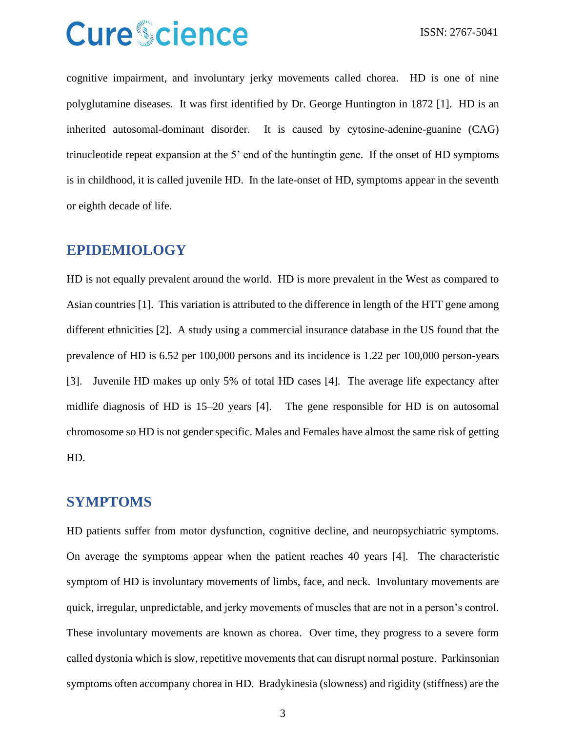cognitive impairment, and involuntary jerky movements called chorea. HD is one of nine polyglutamine diseases. It was first identified by Dr. George Huntington in 1872 [1]. HD is an inherited autosomal-dominant disorder. It is caused by cytosine-adenine-guanine (CAG) trinucleotide repeat expansion at the 5' end of the huntingtin gene. If the onset of HD symptoms is in childhood, it is called juvenile HD. In the late-onset of HD, symptoms appear in the seventh or eighth decade of life.

## EPIDEMIOLOGY

HD is not equally prevalent around the world. HD is more prevalent in the West as compared to Asian countries [1]. This variation is attributed to the difference in length of the HTT gene among different ethnicities [2]. A study using a commercial insurance database in the US found that the prevalence of HD is 6.52 per 100,000 persons and its incidence is 1.22 per 100,000 person-years [3]. Juvenile HD makes up only 5% of total HD cases [4]. The average life expectancy after midlife diagnosis of HD is 15–20 years [4]. The gene responsible for HD is on autosomal chromosome so HD is not gender specific. Males and Females have almost the same risk of getting HD.

## SYMPTOMS

HD patients suffer from motor dysfunction, cognitive decline, and neuropsychiatric symptoms. On average the symptoms appear when the patient reaches 40 years [4]. The characteristic symptom of HD is involuntary movements of limbs, face, and neck. Involuntary movements are quick, irregular, unpredictable, and jerky movements of muscles that are not in a person's control. These involuntary movements are known as chorea. Over time, they progress to a severe form called dystonia which is slow, repetitive movements that can disrupt normal posture. Parkinsonian symptoms often accompany chorea in HD. Bradykinesia (slowness) and rigidity (stiffness) are the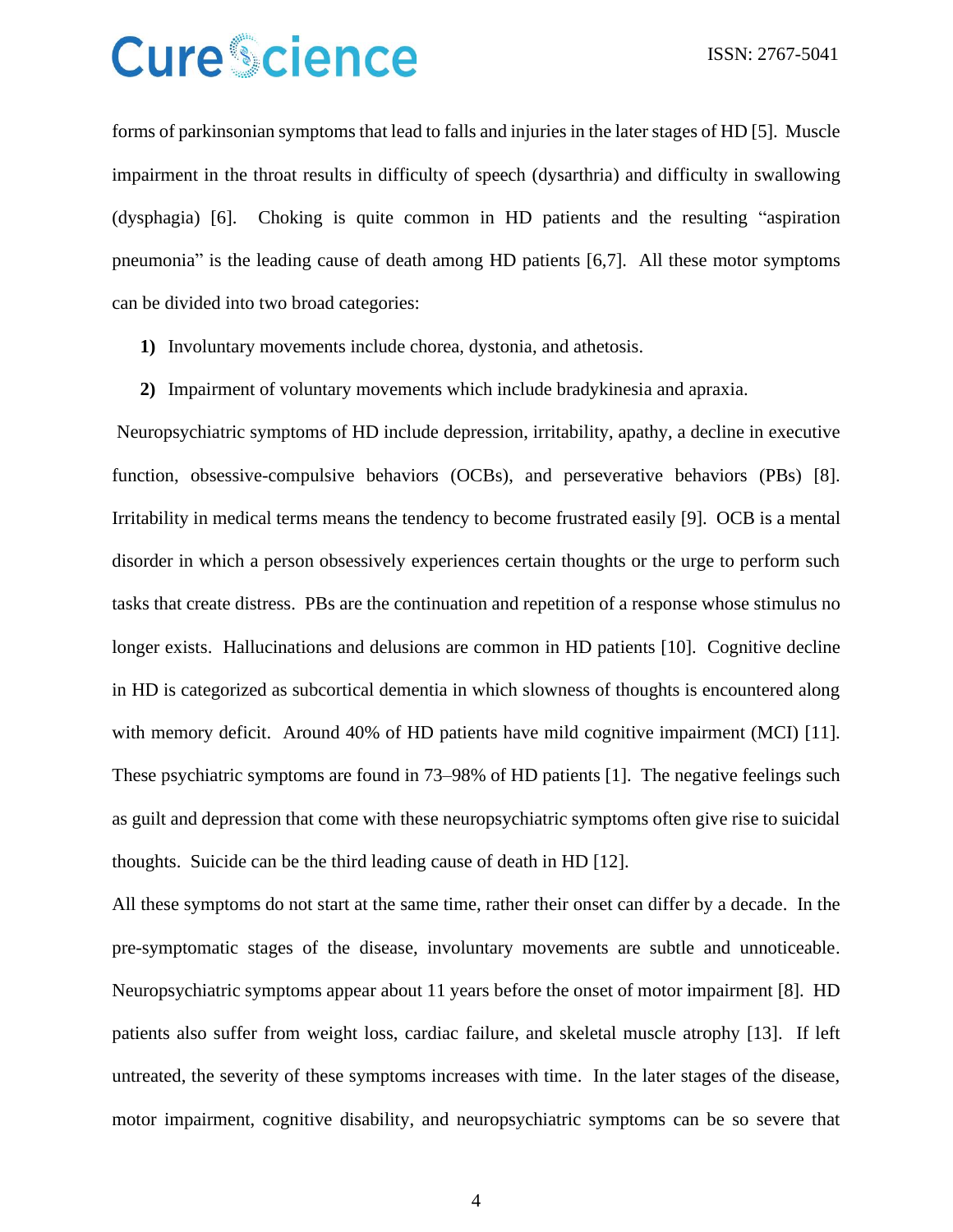forms of parkinsonian symptoms that lead to falls and injuries in the later stages of HD [5]. Muscle impairment in the throat results in difficulty of speech (dysarthria) and difficulty in swallowing (dysphagia) [6]. Choking is quite common in HD patients and the resulting "aspiration pneumonia" is the leading cause of death among HD patients [6,7]. All these motor symptoms can be divided into two broad categories:

1) Involuntary movements include chorea, dystonia, and athetosis.
2) Impairment of voluntary movements which include bradykinesia and apraxia.

Neuropsychiatric symptoms of HD include depression, irritability, apathy, a decline in executive function, obsessive-compulsive behaviors (OCBs), and perseverative behaviors (PBs) [8]. Irritability in medical terms means the tendency to become frustrated easily [9]. OCB is a mental disorder in which a person obsessively experiences certain thoughts or the urge to perform such tasks that create distress. PBs are the continuation and repetition of a response whose stimulus no longer exists. Hallucinations and delusions are common in HD patients [10]. Cognitive decline in HD is categorized as subcortical dementia in which slowness of thoughts is encountered along with memory deficit. Around 40% of HD patients have mild cognitive impairment (MCI) [11]. These psychiatric symptoms are found in 73–98% of HD patients [1]. The negative feelings such as guilt and depression that come with these neuropsychiatric symptoms often give rise to suicidal thoughts. Suicide can be the third leading cause of death in HD [12].

All these symptoms do not start at the same time, rather their onset can differ by a decade. In the pre-symptomatic stages of the disease, involuntary movements are subtle and unnoticeable. Neuropsychiatric symptoms appear about 11 years before the onset of motor impairment [8]. HD patients also suffer from weight loss, cardiac failure, and skeletal muscle atrophy [13]. If left untreated, the severity of these symptoms increases with time. In the later stages of the disease, motor impairment, cognitive disability, and neuropsychiatric symptoms can be so severe that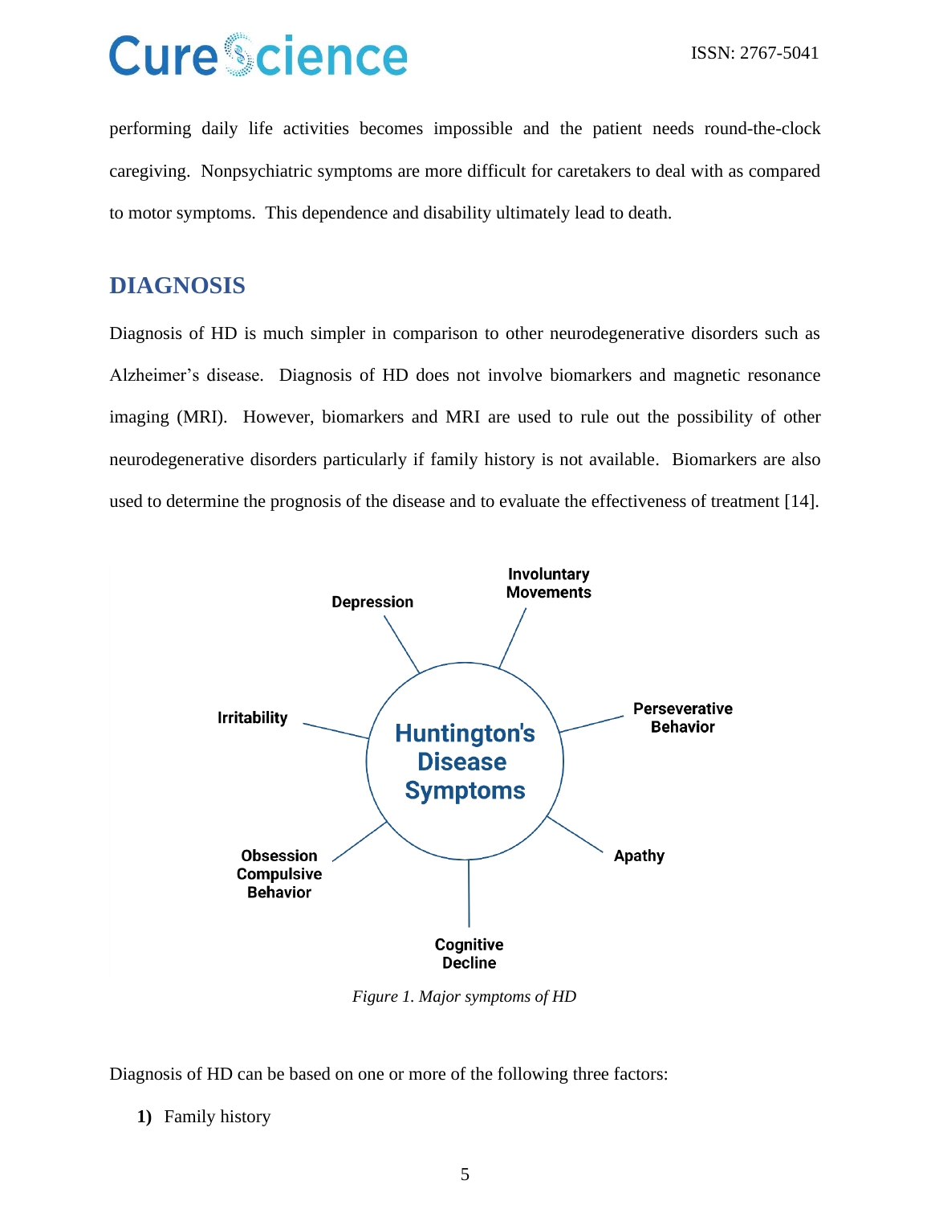performing daily life activities becomes impossible and the patient needs round-the-clock caregiving. Nonpsychiatric symptoms are more difficult for caretakers to deal with as compared to motor symptoms. This dependence and disability ultimately lead to death.

## DIAGNOSIS

Diagnosis of HD is much simpler in comparison to other neurodegenerative disorders such as Alzheimer's disease. Diagnosis of HD does not involve biomarkers and magnetic resonance imaging (MRI). However, biomarkers and MRI are used to rule out the possibility of other neurodegenerative disorders particularly if family history is not available. Biomarkers are also used to determine the prognosis of the disease and to evaluate the effectiveness of treatment [14].

Huntington's Disease Symptoms: Depression, Involuntary Movements, Perseverative Behavior, Apathy, Cognitive Decline, Obsession Compulsive Behavior, Irritability

*Figure 1. Major symptoms of HD*

Diagnosis of HD can be based on one or more of the following three factors:

1) Family history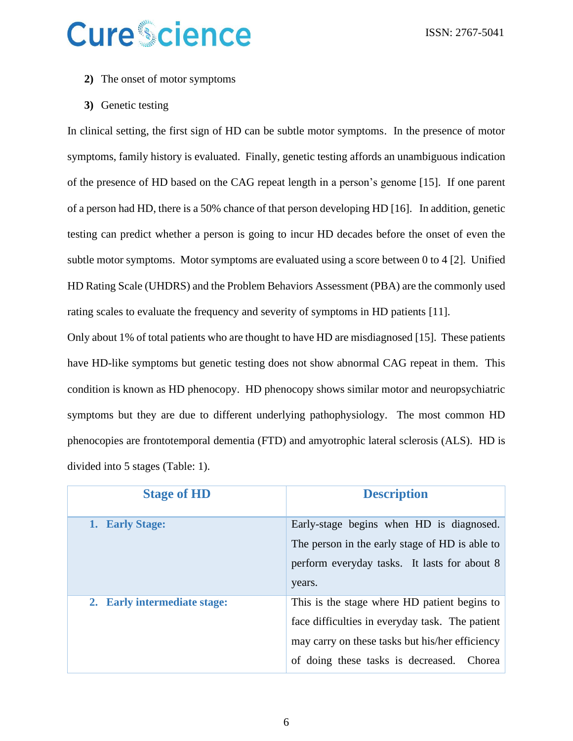2) The onset of motor symptoms

3) Genetic testing

In clinical setting, the first sign of HD can be subtle motor symptoms. In the presence of motor symptoms, family history is evaluated. Finally, genetic testing affords an unambiguous indication of the presence of HD based on the CAG repeat length in a person's genome [15]. If one parent of a person had HD, there is a 50% chance of that person developing HD [16]. In addition, genetic testing can predict whether a person is going to incur HD decades before the onset of even the subtle motor symptoms. Motor symptoms are evaluated using a score between 0 to 4 [2]. Unified HD Rating Scale (UHDRS) and the Problem Behaviors Assessment (PBA) are the commonly used rating scales to evaluate the frequency and severity of symptoms in HD patients [11].

Only about 1% of total patients who are thought to have HD are misdiagnosed [15]. These patients have HD-like symptoms but genetic testing does not show abnormal CAG repeat in them. This condition is known as HD phenocopy. HD phenocopy shows similar motor and neuropsychiatric symptoms but they are due to different underlying pathophysiology. The most common HD phenocopies are frontotemporal dementia (FTD) and amyotrophic lateral sclerosis (ALS). HD is divided into 5 stages (Table: 1).

| Stage of HD | Description |
| --- | --- |
| **1. Early Stage:** | Early-stage begins when HD is diagnosed. The person in the early stage of HD is able to perform everyday tasks. It lasts for about 8 years. |
| **2. Early intermediate stage:** | This is the stage where HD patient begins to face difficulties in everyday task. The patient may carry on these tasks but his/her efficiency of doing these tasks is decreased. Chorea |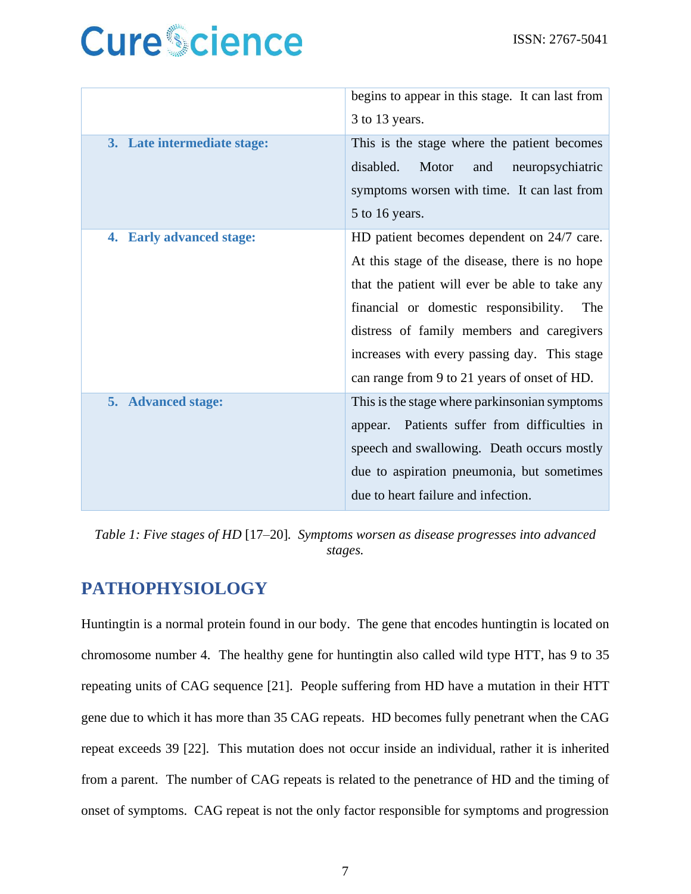|  |  |
|---|---|
|  | begins to appear in this stage. It can last from 3 to 13 years. |
| **3. Late intermediate stage:** | This is the stage where the patient becomes disabled. Motor and neuropsychiatric symptoms worsen with time. It can last from 5 to 16 years. |
| **4. Early advanced stage:** | HD patient becomes dependent on 24/7 care. At this stage of the disease, there is no hope that the patient will ever be able to take any financial or domestic responsibility. The distress of family members and caregivers increases with every passing day. This stage can range from 9 to 21 years of onset of HD. |
| **5. Advanced stage:** | This is the stage where parkinsonian symptoms appear. Patients suffer from difficulties in speech and swallowing. Death occurs mostly due to aspiration pneumonia, but sometimes due to heart failure and infection. |

*Table 1: Five stages of HD* [17–20]. *Symptoms worsen as disease progresses into advanced stages.*

## PATHOPHYSIOLOGY

Huntingtin is a normal protein found in our body. The gene that encodes huntingtin is located on chromosome number 4. The healthy gene for huntingtin also called wild type HTT, has 9 to 35 repeating units of CAG sequence [21]. People suffering from HD have a mutation in their HTT gene due to which it has more than 35 CAG repeats. HD becomes fully penetrant when the CAG repeat exceeds 39 [22]. This mutation does not occur inside an individual, rather it is inherited from a parent. The number of CAG repeats is related to the penetrance of HD and the timing of onset of symptoms. CAG repeat is not the only factor responsible for symptoms and progression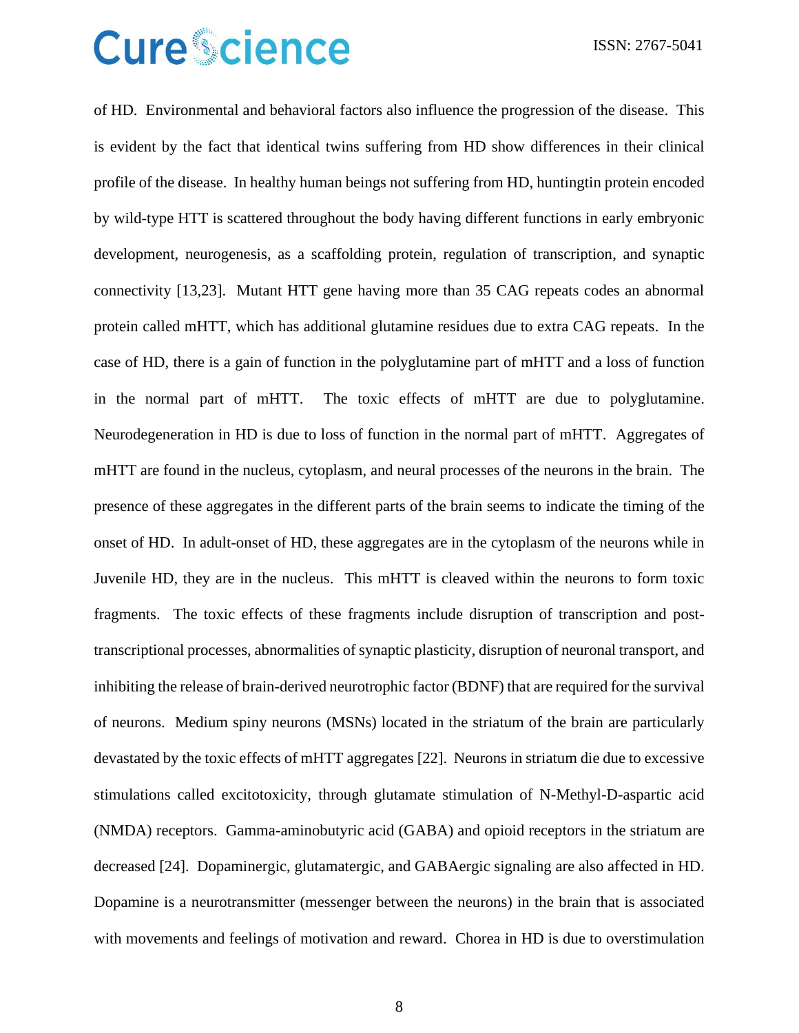of HD. Environmental and behavioral factors also influence the progression of the disease. This is evident by the fact that identical twins suffering from HD show differences in their clinical profile of the disease. In healthy human beings not suffering from HD, huntingtin protein encoded by wild-type HTT is scattered throughout the body having different functions in early embryonic development, neurogenesis, as a scaffolding protein, regulation of transcription, and synaptic connectivity [13,23]. Mutant HTT gene having more than 35 CAG repeats codes an abnormal protein called mHTT, which has additional glutamine residues due to extra CAG repeats. In the case of HD, there is a gain of function in the polyglutamine part of mHTT and a loss of function in the normal part of mHTT. The toxic effects of mHTT are due to polyglutamine. Neurodegeneration in HD is due to loss of function in the normal part of mHTT. Aggregates of mHTT are found in the nucleus, cytoplasm, and neural processes of the neurons in the brain. The presence of these aggregates in the different parts of the brain seems to indicate the timing of the onset of HD. In adult-onset of HD, these aggregates are in the cytoplasm of the neurons while in Juvenile HD, they are in the nucleus. This mHTT is cleaved within the neurons to form toxic fragments. The toxic effects of these fragments include disruption of transcription and post-transcriptional processes, abnormalities of synaptic plasticity, disruption of neuronal transport, and inhibiting the release of brain-derived neurotrophic factor (BDNF) that are required for the survival of neurons. Medium spiny neurons (MSNs) located in the striatum of the brain are particularly devastated by the toxic effects of mHTT aggregates [22]. Neurons in striatum die due to excessive stimulations called excitotoxicity, through glutamate stimulation of N-Methyl-D-aspartic acid (NMDA) receptors. Gamma-aminobutyric acid (GABA) and opioid receptors in the striatum are decreased [24]. Dopaminergic, glutamatergic, and GABAergic signaling are also affected in HD. Dopamine is a neurotransmitter (messenger between the neurons) in the brain that is associated with movements and feelings of motivation and reward. Chorea in HD is due to overstimulation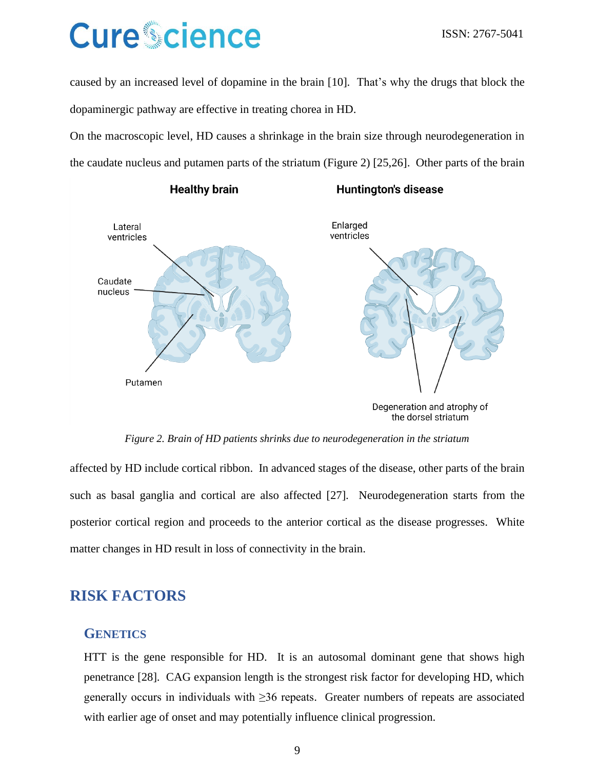caused by an increased level of dopamine in the brain [10]. That's why the drugs that block the dopaminergic pathway are effective in treating chorea in HD.

On the macroscopic level, HD causes a shrinkage in the brain size through neurodegeneration in the caudate nucleus and putamen parts of the striatum (Figure 2) [25,26]. Other parts of the brain affected by HD include cortical ribbon. In advanced stages of the disease, other parts of the brain such as basal ganglia and cortical are also affected [27]. Neurodegeneration starts from the posterior cortical region and proceeds to the anterior cortical as the disease progresses. White matter changes in HD result in loss of connectivity in the brain.

*Figure 2. Brain of HD patients shrinks due to neurodegeneration in the striatum*

## RISK FACTORS

### GENETICS

HTT is the gene responsible for HD. It is an autosomal dominant gene that shows high penetrance [28]. CAG expansion length is the strongest risk factor for developing HD, which generally occurs in individuals with ≥36 repeats. Greater numbers of repeats are associated with earlier age of onset and may potentially influence clinical progression.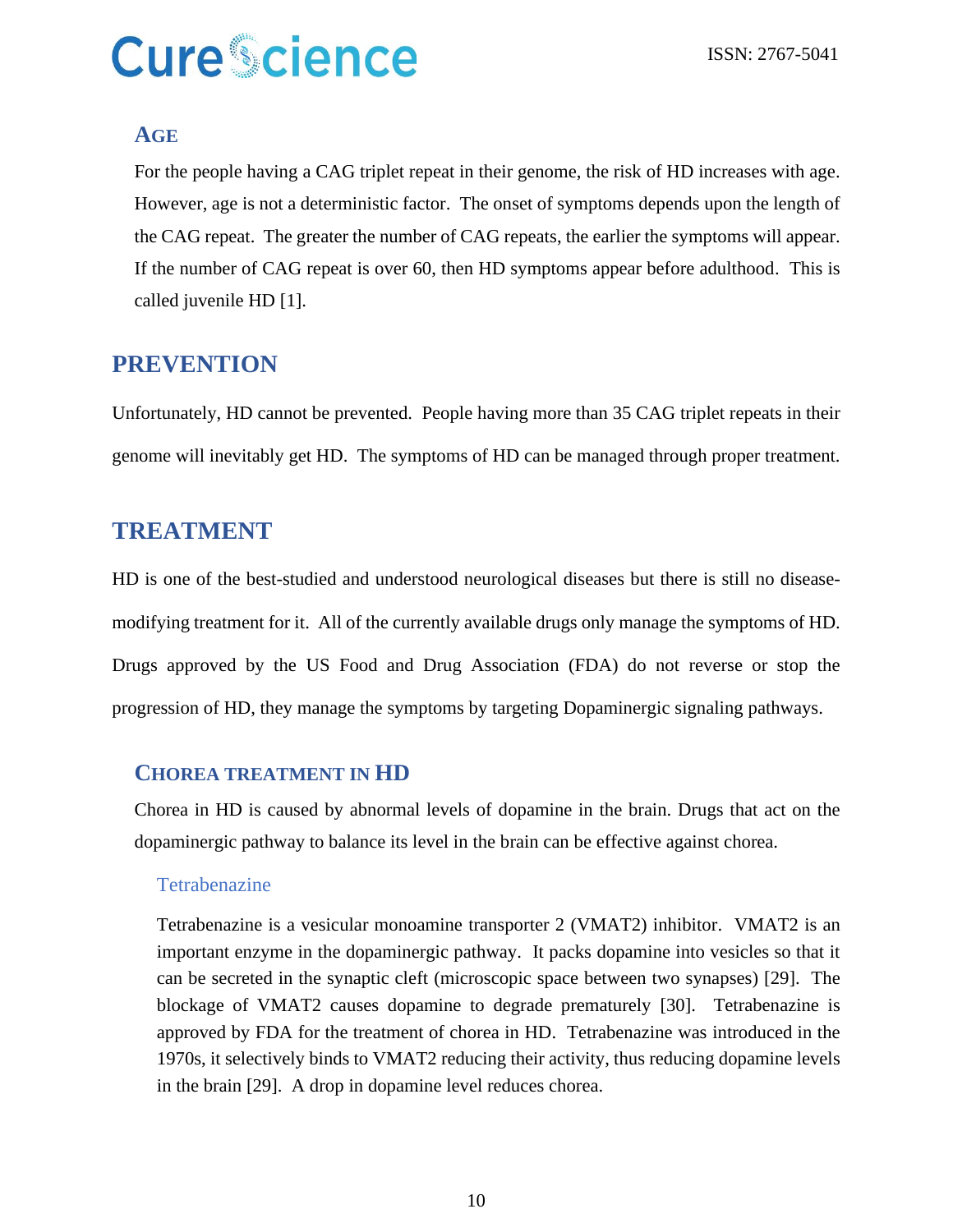### Age

For the people having a CAG triplet repeat in their genome, the risk of HD increases with age. However, age is not a deterministic factor. The onset of symptoms depends upon the length of the CAG repeat. The greater the number of CAG repeats, the earlier the symptoms will appear. If the number of CAG repeat is over 60, then HD symptoms appear before adulthood. This is called juvenile HD [1].

## PREVENTION

Unfortunately, HD cannot be prevented. People having more than 35 CAG triplet repeats in their genome will inevitably get HD. The symptoms of HD can be managed through proper treatment.

## TREATMENT

HD is one of the best-studied and understood neurological diseases but there is still no disease-modifying treatment for it. All of the currently available drugs only manage the symptoms of HD. Drugs approved by the US Food and Drug Association (FDA) do not reverse or stop the progression of HD, they manage the symptoms by targeting Dopaminergic signaling pathways.

### Chorea treatment in HD

Chorea in HD is caused by abnormal levels of dopamine in the brain. Drugs that act on the dopaminergic pathway to balance its level in the brain can be effective against chorea.

#### Tetrabenazine

Tetrabenazine is a vesicular monoamine transporter 2 (VMAT2) inhibitor. VMAT2 is an important enzyme in the dopaminergic pathway. It packs dopamine into vesicles so that it can be secreted in the synaptic cleft (microscopic space between two synapses) [29]. The blockage of VMAT2 causes dopamine to degrade prematurely [30]. Tetrabenazine is approved by FDA for the treatment of chorea in HD. Tetrabenazine was introduced in the 1970s, it selectively binds to VMAT2 reducing their activity, thus reducing dopamine levels in the brain [29]. A drop in dopamine level reduces chorea.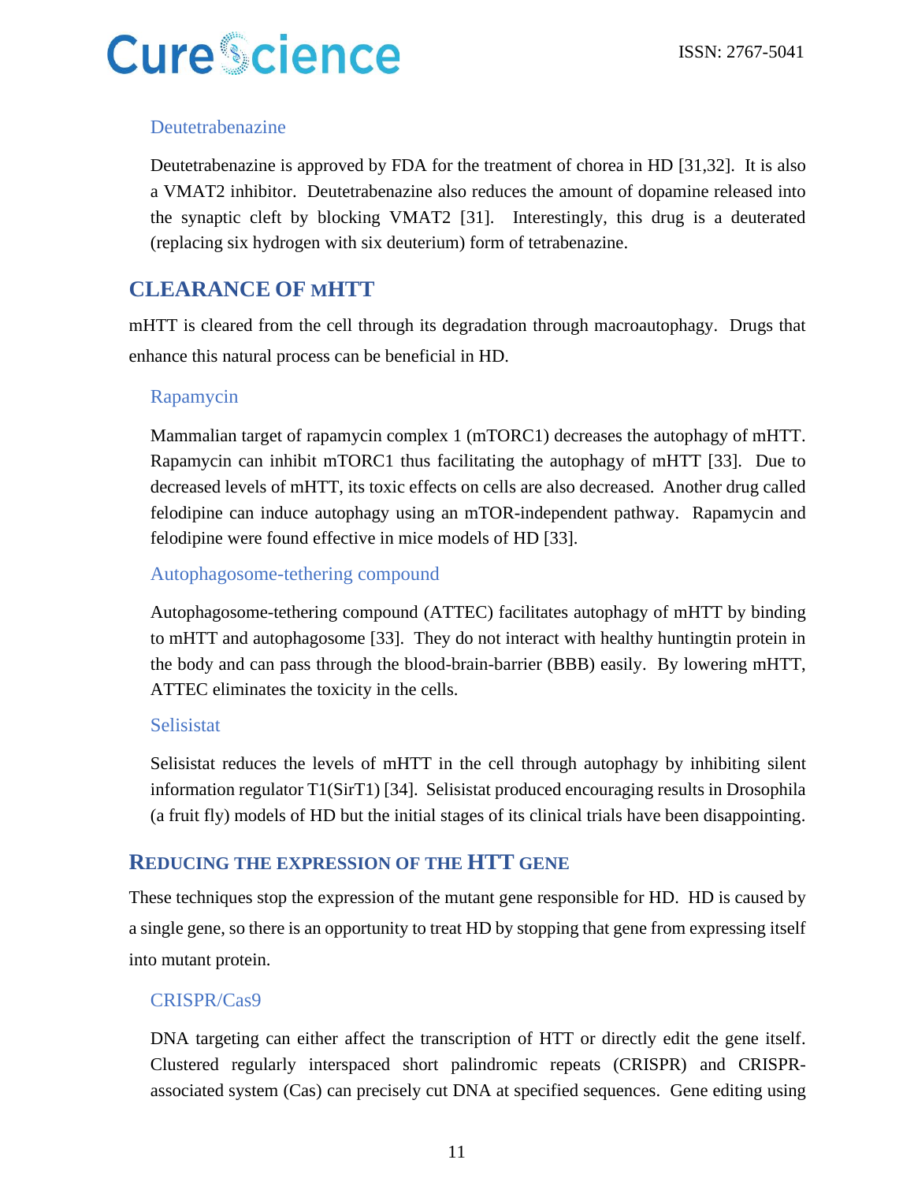### Deutetrabenazine

Deutetrabenazine is approved by FDA for the treatment of chorea in HD [31,32]. It is also a VMAT2 inhibitor. Deutetrabenazine also reduces the amount of dopamine released into the synaptic cleft by blocking VMAT2 [31]. Interestingly, this drug is a deuterated (replacing six hydrogen with six deuterium) form of tetrabenazine.

## CLEARANCE OF mHTT

mHTT is cleared from the cell through its degradation through macroautophagy. Drugs that enhance this natural process can be beneficial in HD.

### Rapamycin

Mammalian target of rapamycin complex 1 (mTORC1) decreases the autophagy of mHTT. Rapamycin can inhibit mTORC1 thus facilitating the autophagy of mHTT [33]. Due to decreased levels of mHTT, its toxic effects on cells are also decreased. Another drug called felodipine can induce autophagy using an mTOR-independent pathway. Rapamycin and felodipine were found effective in mice models of HD [33].

### Autophagosome-tethering compound

Autophagosome-tethering compound (ATTEC) facilitates autophagy of mHTT by binding to mHTT and autophagosome [33]. They do not interact with healthy huntingtin protein in the body and can pass through the blood-brain-barrier (BBB) easily. By lowering mHTT, ATTEC eliminates the toxicity in the cells.

### Selisistat

Selisistat reduces the levels of mHTT in the cell through autophagy by inhibiting silent information regulator T1(SirT1) [34]. Selisistat produced encouraging results in Drosophila (a fruit fly) models of HD but the initial stages of its clinical trials have been disappointing.

## REDUCING THE EXPRESSION OF THE HTT GENE

These techniques stop the expression of the mutant gene responsible for HD. HD is caused by a single gene, so there is an opportunity to treat HD by stopping that gene from expressing itself into mutant protein.

### CRISPR/Cas9

DNA targeting can either affect the transcription of HTT or directly edit the gene itself. Clustered regularly interspaced short palindromic repeats (CRISPR) and CRISPR-associated system (Cas) can precisely cut DNA at specified sequences. Gene editing using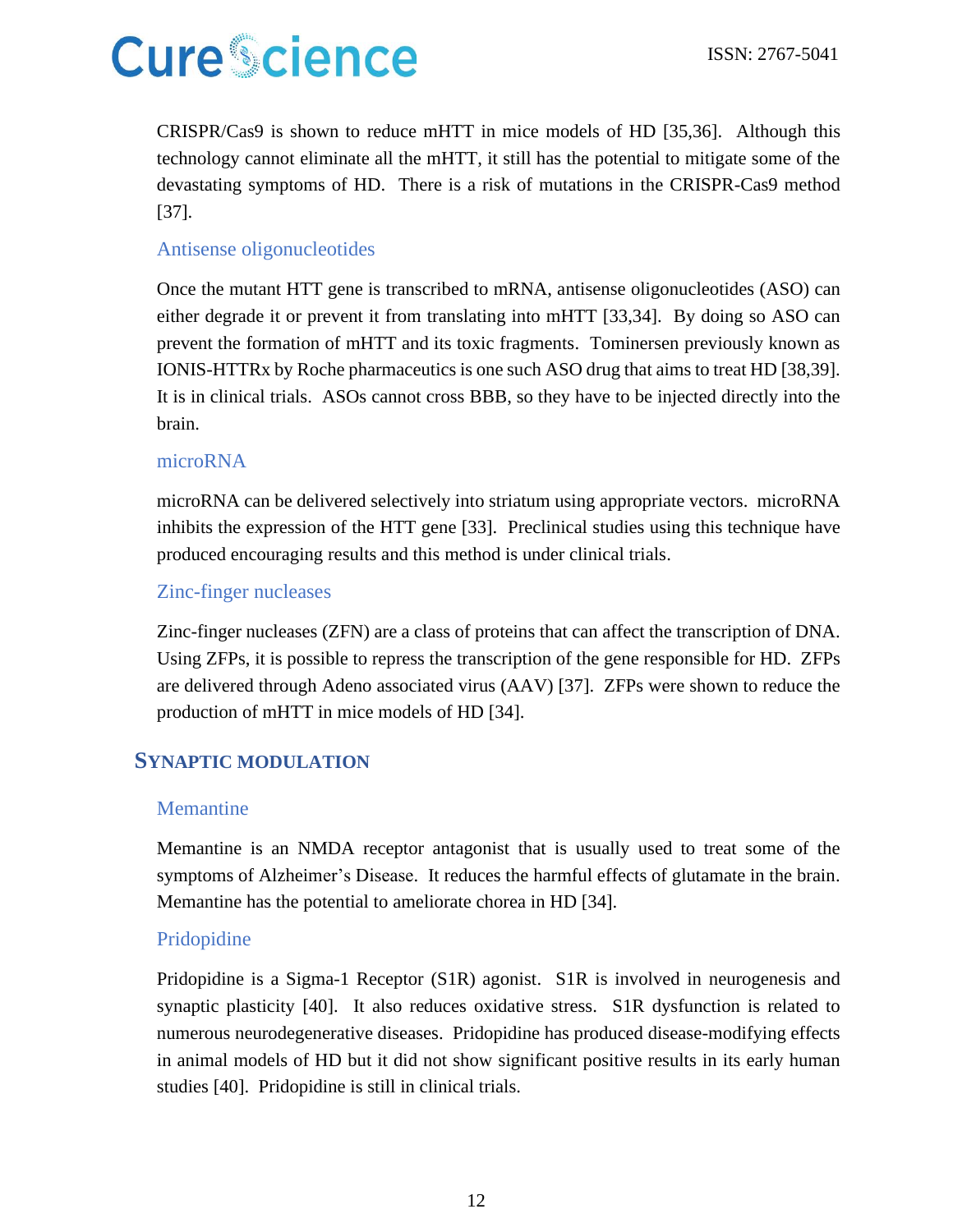CRISPR/Cas9 is shown to reduce mHTT in mice models of HD [35,36]. Although this technology cannot eliminate all the mHTT, it still has the potential to mitigate some of the devastating symptoms of HD. There is a risk of mutations in the CRISPR-Cas9 method [37].

### Antisense oligonucleotides

Once the mutant HTT gene is transcribed to mRNA, antisense oligonucleotides (ASO) can either degrade it or prevent it from translating into mHTT [33,34]. By doing so ASO can prevent the formation of mHTT and its toxic fragments. Tominersen previously known as IONIS-HTTRx by Roche pharmaceutics is one such ASO drug that aims to treat HD [38,39]. It is in clinical trials. ASOs cannot cross BBB, so they have to be injected directly into the brain.

### microRNA

microRNA can be delivered selectively into striatum using appropriate vectors. microRNA inhibits the expression of the HTT gene [33]. Preclinical studies using this technique have produced encouraging results and this method is under clinical trials.

### Zinc-finger nucleases

Zinc-finger nucleases (ZFN) are a class of proteins that can affect the transcription of DNA. Using ZFPs, it is possible to repress the transcription of the gene responsible for HD. ZFPs are delivered through Adeno associated virus (AAV) [37]. ZFPs were shown to reduce the production of mHTT in mice models of HD [34].

## SYNAPTIC MODULATION

### Memantine

Memantine is an NMDA receptor antagonist that is usually used to treat some of the symptoms of Alzheimer's Disease. It reduces the harmful effects of glutamate in the brain. Memantine has the potential to ameliorate chorea in HD [34].

### Pridopidine

Pridopidine is a Sigma-1 Receptor (S1R) agonist. S1R is involved in neurogenesis and synaptic plasticity [40]. It also reduces oxidative stress. S1R dysfunction is related to numerous neurodegenerative diseases. Pridopidine has produced disease-modifying effects in animal models of HD but it did not show significant positive results in its early human studies [40]. Pridopidine is still in clinical trials.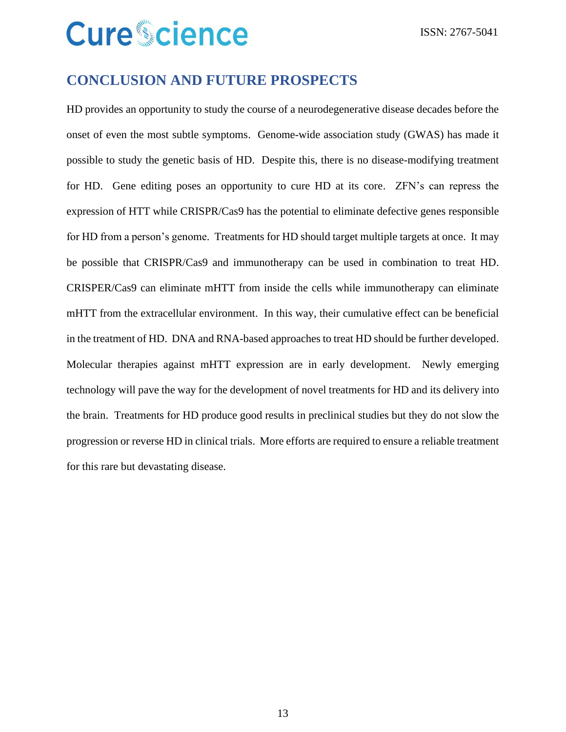## CONCLUSION AND FUTURE PROSPECTS

HD provides an opportunity to study the course of a neurodegenerative disease decades before the onset of even the most subtle symptoms. Genome-wide association study (GWAS) has made it possible to study the genetic basis of HD. Despite this, there is no disease-modifying treatment for HD. Gene editing poses an opportunity to cure HD at its core. ZFN's can repress the expression of HTT while CRISPR/Cas9 has the potential to eliminate defective genes responsible for HD from a person's genome. Treatments for HD should target multiple targets at once. It may be possible that CRISPR/Cas9 and immunotherapy can be used in combination to treat HD. CRISPER/Cas9 can eliminate mHTT from inside the cells while immunotherapy can eliminate mHTT from the extracellular environment. In this way, their cumulative effect can be beneficial in the treatment of HD. DNA and RNA-based approaches to treat HD should be further developed. Molecular therapies against mHTT expression are in early development. Newly emerging technology will pave the way for the development of novel treatments for HD and its delivery into the brain. Treatments for HD produce good results in preclinical studies but they do not slow the progression or reverse HD in clinical trials. More efforts are required to ensure a reliable treatment for this rare but devastating disease.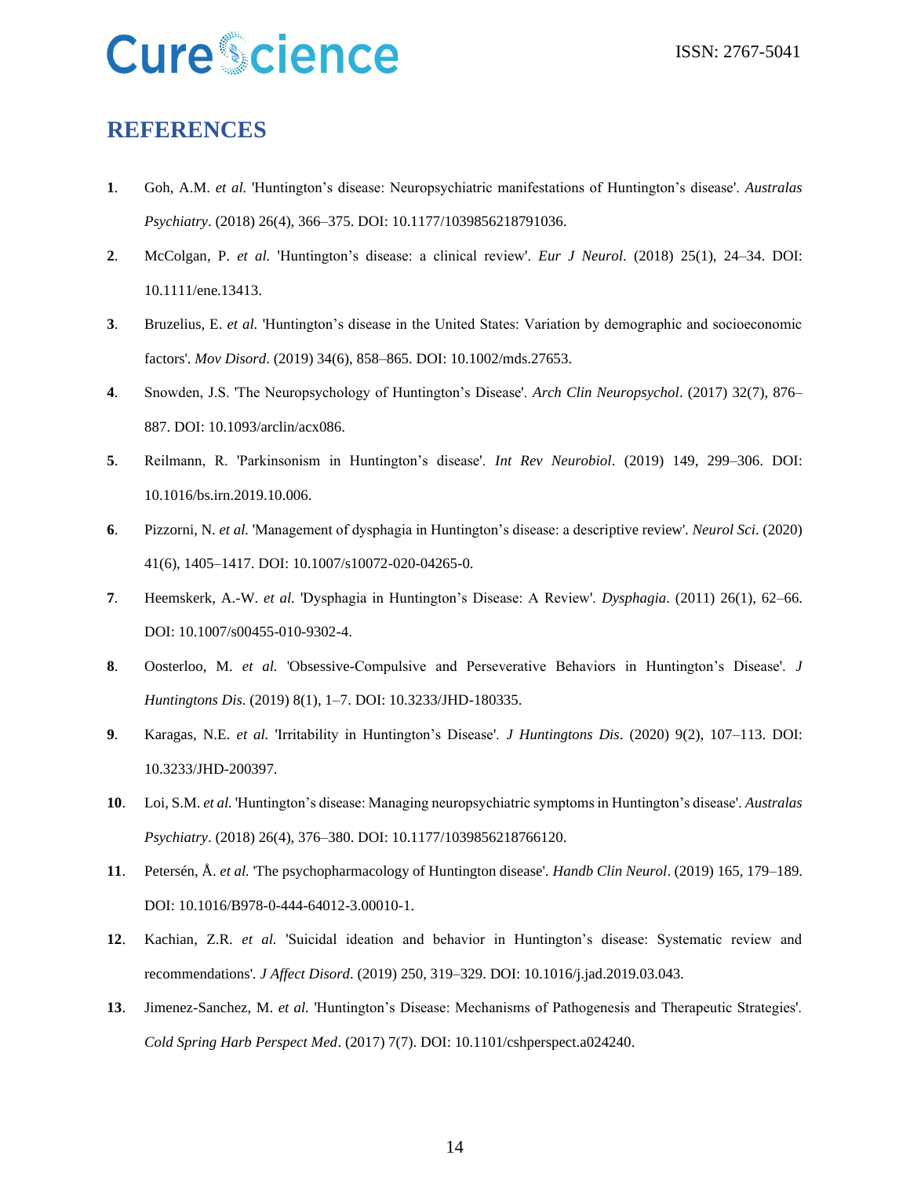## REFERENCES

**1**. Goh, A.M. *et al.* 'Huntington's disease: Neuropsychiatric manifestations of Huntington's disease'. *Australas Psychiatry*. (2018) 26(4), 366–375. DOI: 10.1177/1039856218791036.

**2**. McColgan, P. *et al.* 'Huntington's disease: a clinical review'. *Eur J Neurol*. (2018) 25(1), 24–34. DOI: 10.1111/ene.13413.

**3**. Bruzelius, E. *et al.* 'Huntington's disease in the United States: Variation by demographic and socioeconomic factors'. *Mov Disord*. (2019) 34(6), 858–865. DOI: 10.1002/mds.27653.

**4**. Snowden, J.S. 'The Neuropsychology of Huntington's Disease'. *Arch Clin Neuropsychol*. (2017) 32(7), 876–887. DOI: 10.1093/arclin/acx086.

**5**. Reilmann, R. 'Parkinsonism in Huntington's disease'. *Int Rev Neurobiol*. (2019) 149, 299–306. DOI: 10.1016/bs.irn.2019.10.006.

**6**. Pizzorni, N. *et al.* 'Management of dysphagia in Huntington's disease: a descriptive review'. *Neurol Sci*. (2020) 41(6), 1405–1417. DOI: 10.1007/s10072-020-04265-0.

**7**. Heemskerk, A.-W. *et al.* 'Dysphagia in Huntington's Disease: A Review'. *Dysphagia*. (2011) 26(1), 62–66. DOI: 10.1007/s00455-010-9302-4.

**8**. Oosterloo, M. *et al.* 'Obsessive-Compulsive and Perseverative Behaviors in Huntington's Disease'. *J Huntingtons Dis*. (2019) 8(1), 1–7. DOI: 10.3233/JHD-180335.

**9**. Karagas, N.E. *et al.* 'Irritability in Huntington's Disease'. *J Huntingtons Dis*. (2020) 9(2), 107–113. DOI: 10.3233/JHD-200397.

**10**. Loi, S.M. *et al.* 'Huntington's disease: Managing neuropsychiatric symptoms in Huntington's disease'. *Australas Psychiatry*. (2018) 26(4), 376–380. DOI: 10.1177/1039856218766120.

**11**. Petersén, Å. *et al.* 'The psychopharmacology of Huntington disease'. *Handb Clin Neurol*. (2019) 165, 179–189. DOI: 10.1016/B978-0-444-64012-3.00010-1.

**12**. Kachian, Z.R. *et al.* 'Suicidal ideation and behavior in Huntington's disease: Systematic review and recommendations'. *J Affect Disord*. (2019) 250, 319–329. DOI: 10.1016/j.jad.2019.03.043.

**13**. Jimenez-Sanchez, M. *et al.* 'Huntington's Disease: Mechanisms of Pathogenesis and Therapeutic Strategies'. *Cold Spring Harb Perspect Med*. (2017) 7(7). DOI: 10.1101/cshperspect.a024240.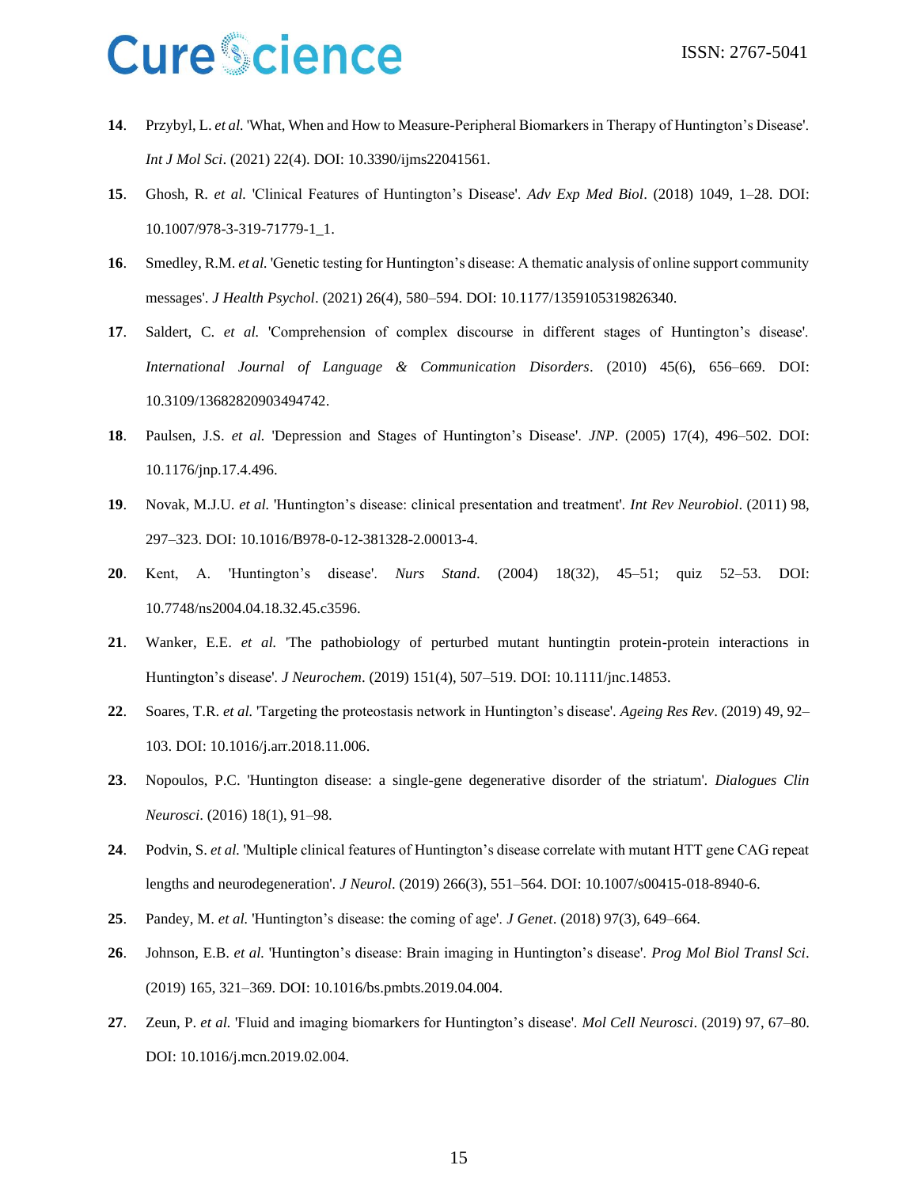14. Przybyl, L. *et al.* 'What, When and How to Measure-Peripheral Biomarkers in Therapy of Huntington's Disease'. *Int J Mol Sci*. (2021) 22(4). DOI: 10.3390/ijms22041561.

15. Ghosh, R. *et al.* 'Clinical Features of Huntington's Disease'. *Adv Exp Med Biol*. (2018) 1049, 1–28. DOI: 10.1007/978-3-319-71779-1_1.

16. Smedley, R.M. *et al.* 'Genetic testing for Huntington's disease: A thematic analysis of online support community messages'. *J Health Psychol*. (2021) 26(4), 580–594. DOI: 10.1177/1359105319826340.

17. Saldert, C. *et al.* 'Comprehension of complex discourse in different stages of Huntington's disease'. *International Journal of Language & Communication Disorders*. (2010) 45(6), 656–669. DOI: 10.3109/13682820903494742.

18. Paulsen, J.S. *et al.* 'Depression and Stages of Huntington's Disease'. *JNP*. (2005) 17(4), 496–502. DOI: 10.1176/jnp.17.4.496.

19. Novak, M.J.U. *et al.* 'Huntington's disease: clinical presentation and treatment'. *Int Rev Neurobiol*. (2011) 98, 297–323. DOI: 10.1016/B978-0-12-381328-2.00013-4.

20. Kent, A. 'Huntington's disease'. *Nurs Stand*. (2004) 18(32), 45–51; quiz 52–53. DOI: 10.7748/ns2004.04.18.32.45.c3596.

21. Wanker, E.E. *et al.* 'The pathobiology of perturbed mutant huntingtin protein-protein interactions in Huntington's disease'. *J Neurochem*. (2019) 151(4), 507–519. DOI: 10.1111/jnc.14853.

22. Soares, T.R. *et al.* 'Targeting the proteostasis network in Huntington's disease'. *Ageing Res Rev*. (2019) 49, 92–103. DOI: 10.1016/j.arr.2018.11.006.

23. Nopoulos, P.C. 'Huntington disease: a single-gene degenerative disorder of the striatum'. *Dialogues Clin Neurosci*. (2016) 18(1), 91–98.

24. Podvin, S. *et al.* 'Multiple clinical features of Huntington's disease correlate with mutant HTT gene CAG repeat lengths and neurodegeneration'. *J Neurol*. (2019) 266(3), 551–564. DOI: 10.1007/s00415-018-8940-6.

25. Pandey, M. *et al.* 'Huntington's disease: the coming of age'. *J Genet*. (2018) 97(3), 649–664.

26. Johnson, E.B. *et al.* 'Huntington's disease: Brain imaging in Huntington's disease'. *Prog Mol Biol Transl Sci*. (2019) 165, 321–369. DOI: 10.1016/bs.pmbts.2019.04.004.

27. Zeun, P. *et al.* 'Fluid and imaging biomarkers for Huntington's disease'. *Mol Cell Neurosci*. (2019) 97, 67–80. DOI: 10.1016/j.mcn.2019.02.004.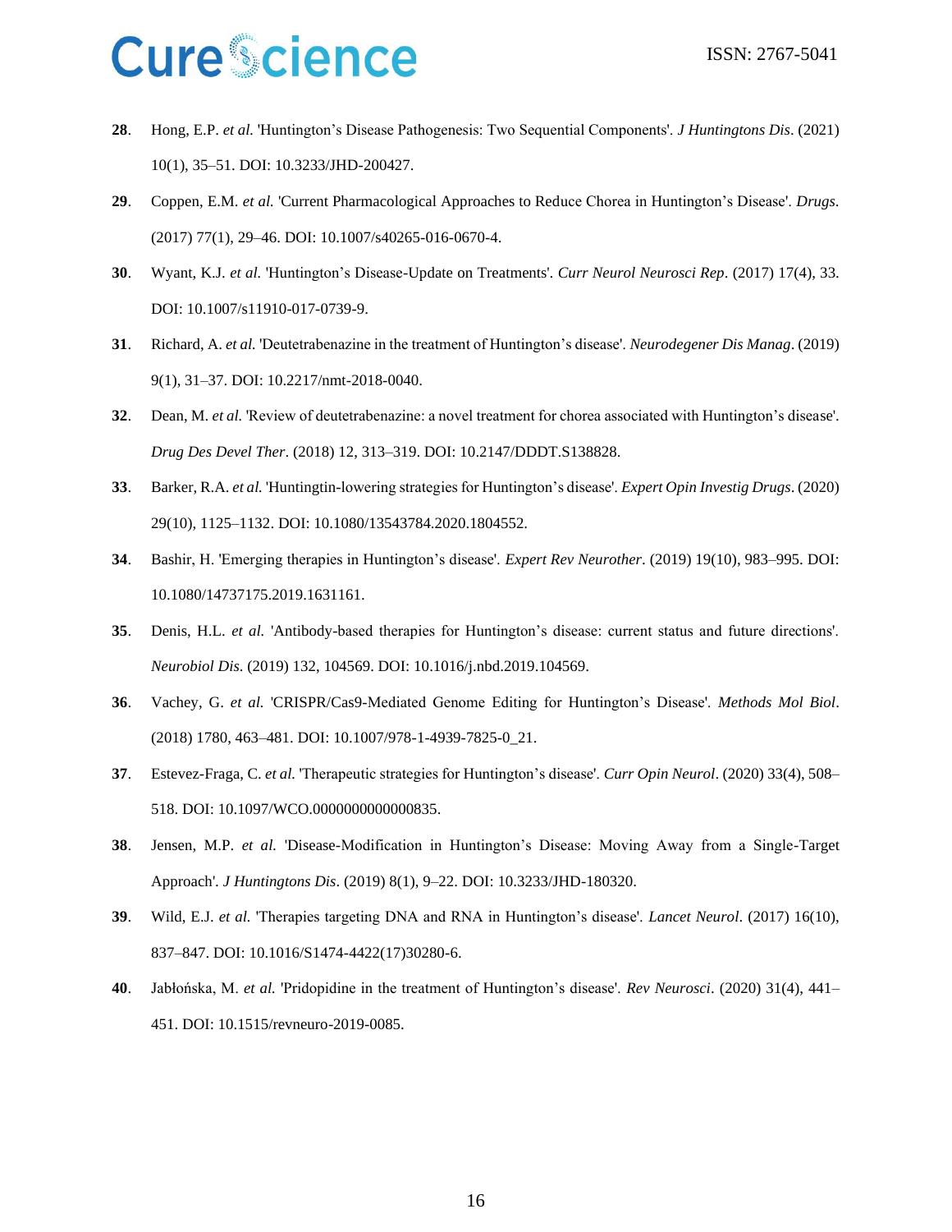**28**. Hong, E.P. *et al.* 'Huntington's Disease Pathogenesis: Two Sequential Components'. *J Huntingtons Dis*. (2021) 10(1), 35–51. DOI: 10.3233/JHD-200427.

**29**. Coppen, E.M. *et al.* 'Current Pharmacological Approaches to Reduce Chorea in Huntington's Disease'. *Drugs*. (2017) 77(1), 29–46. DOI: 10.1007/s40265-016-0670-4.

**30**. Wyant, K.J. *et al.* 'Huntington's Disease-Update on Treatments'. *Curr Neurol Neurosci Rep*. (2017) 17(4), 33. DOI: 10.1007/s11910-017-0739-9.

**31**. Richard, A. *et al.* 'Deutetrabenazine in the treatment of Huntington's disease'. *Neurodegener Dis Manag*. (2019) 9(1), 31–37. DOI: 10.2217/nmt-2018-0040.

**32**. Dean, M. *et al.* 'Review of deutetrabenazine: a novel treatment for chorea associated with Huntington's disease'. *Drug Des Devel Ther*. (2018) 12, 313–319. DOI: 10.2147/DDDT.S138828.

**33**. Barker, R.A. *et al.* 'Huntingtin-lowering strategies for Huntington's disease'. *Expert Opin Investig Drugs*. (2020) 29(10), 1125–1132. DOI: 10.1080/13543784.2020.1804552.

**34**. Bashir, H. 'Emerging therapies in Huntington's disease'. *Expert Rev Neurother*. (2019) 19(10), 983–995. DOI: 10.1080/14737175.2019.1631161.

**35**. Denis, H.L. *et al.* 'Antibody-based therapies for Huntington's disease: current status and future directions'. *Neurobiol Dis*. (2019) 132, 104569. DOI: 10.1016/j.nbd.2019.104569.

**36**. Vachey, G. *et al.* 'CRISPR/Cas9-Mediated Genome Editing for Huntington's Disease'. *Methods Mol Biol*. (2018) 1780, 463–481. DOI: 10.1007/978-1-4939-7825-0_21.

**37**. Estevez-Fraga, C. *et al.* 'Therapeutic strategies for Huntington's disease'. *Curr Opin Neurol*. (2020) 33(4), 508–518. DOI: 10.1097/WCO.0000000000000835.

**38**. Jensen, M.P. *et al.* 'Disease-Modification in Huntington's Disease: Moving Away from a Single-Target Approach'. *J Huntingtons Dis*. (2019) 8(1), 9–22. DOI: 10.3233/JHD-180320.

**39**. Wild, E.J. *et al.* 'Therapies targeting DNA and RNA in Huntington's disease'. *Lancet Neurol*. (2017) 16(10), 837–847. DOI: 10.1016/S1474-4422(17)30280-6.

**40**. Jabłońska, M. *et al.* 'Pridopidine in the treatment of Huntington's disease'. *Rev Neurosci*. (2020) 31(4), 441–451. DOI: 10.1515/revneuro-2019-0085.